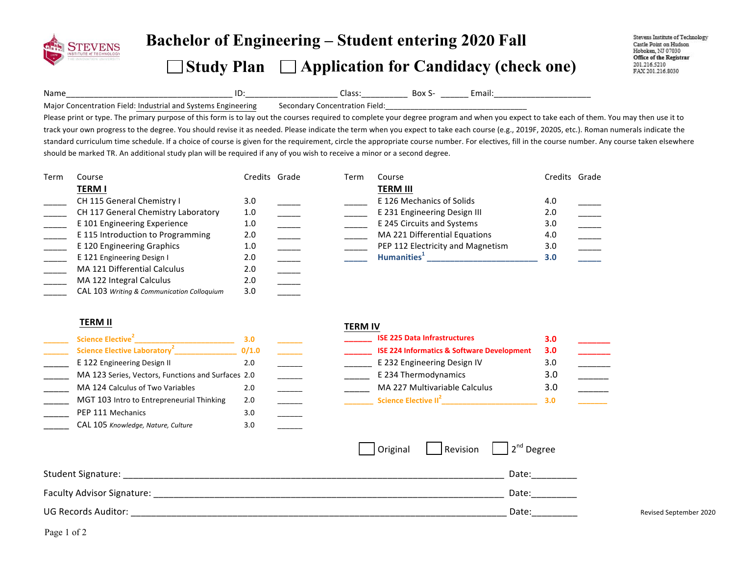Stevens Institute of Technology
Castle Point on Hudson
Hoboken, NJ 07030
Office of the Registrar
201.216.5210
FAX 201.216.8030

# Bachelor of Engineering – Student entering 2020 Fall

## ☐ Study Plan ☐ Application for Candidacy (check one)

Name___________________________ ID:________________ Class:_________ Box S- ______ Email:____________________

Major Concentration Field: Industrial and Systems Engineering   Secondary Concentration Field:______________________________

Please print or type. The primary purpose of this form is to lay out the courses required to complete your degree program and when you expect to take each of them. You may then use it to track your own progress to the degree. You should revise it as needed. Please indicate the term when you expect to take each course (e.g., 2019F, 2020S, etc.). Roman numerals indicate the standard curriculum time schedule. If a choice of course is given for the requirement, circle the appropriate course number. For electives, fill in the course number. Any course taken elsewhere should be marked TR. An additional study plan will be required if any of you wish to receive a minor or a second degree.

| Term | Course | Credits | Grade |
|---|---|---|---|
| | **TERM I** | | |
| _____ | CH 115 General Chemistry I | 3.0 | _____ |
| _____ | CH 117 General Chemistry Laboratory | 1.0 | _____ |
| _____ | E 101 Engineering Experience | 1.0 | _____ |
| _____ | E 115 Introduction to Programming | 2.0 | _____ |
| _____ | E 120 Engineering Graphics | 1.0 | _____ |
| _____ | E 121 Engineering Design I | 2.0 | _____ |
| _____ | MA 121 Differential Calculus | 2.0 | _____ |
| _____ | MA 122 Integral Calculus | 2.0 | _____ |
| _____ | CAL 103 *Writing & Communication Colloquium* | 3.0 | _____ |
| | **TERM II** | | |
| _____ | Science Elective[2] ____________________ | 3.0 | _____ |
| _____ | Science Elective Laboratory[2] ____________ | 0/1.0 | _____ |
| _____ | E 122 Engineering Design II | 2.0 | _____ |
| _____ | MA 123 Series, Vectors, Functions and Surfaces | 2.0 | _____ |
| _____ | MA 124 Calculus of Two Variables | 2.0 | _____ |
| _____ | MGT 103 Intro to Entrepreneurial Thinking | 2.0 | _____ |
| _____ | PEP 111 Mechanics | 3.0 | _____ |
| _____ | CAL 105 *Knowledge, Nature, Culture* | 3.0 | _____ |
| | **TERM III** | | |
| _____ | E 126 Mechanics of Solids | 4.0 | _____ |
| _____ | E 231 Engineering Design III | 2.0 | _____ |
| _____ | E 245 Circuits and Systems | 3.0 | _____ |
| _____ | MA 221 Differential Equations | 4.0 | _____ |
| _____ | PEP 112 Electricity and Magnetism | 3.0 | _____ |
| _____ | **Humanities[1]** ____________________ | **3.0** | _____ |
| | **TERM IV** | | |
| _____ | **ISE 225 Data Infrastructures** | **3.0** | _____ |
| _____ | **ISE 224 Informatics & Software Development** | **3.0** | _____ |
| _____ | E 232 Engineering Design IV | 3.0 | _____ |
| _____ | E 234 Thermodynamics | 3.0 | _____ |
| _____ | MA 227 Multivariable Calculus | 3.0 | _____ |
| _____ | **Science Elective II[2]** ____________________ | **3.0** | _____ |

☐ Original ☐ Revision ☐ 2nd Degree

Student Signature: ______________________________________ Date:________

Faculty Advisor Signature: ________________________________ Date:________

UG Records Auditor: _____________________________________ Date:________

Revised September 2020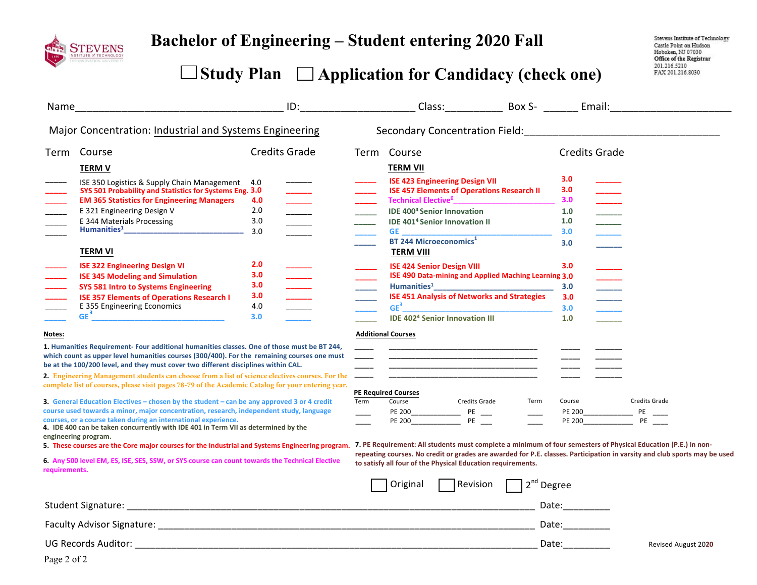Stevens Institute of Technology
Castle Point on Hudson
Hoboken, NJ 07030
Office of the Registrar
201.216.5210
FAX 201.216.8030

# Bachelor of Engineering – Student entering 2020 Fall

☐ Study Plan ☐ Application for Candidacy (check one)

Name____________________ ID:____________ Class:________ Box S- ______ Email:______________

Major Concentration: Industrial and Systems Engineering

Secondary Concentration Field:____________________

| Term | Course | Credits | Grade |
|---|---|---|---|
| | **TERM V** | | |
| _____ | ISE 350 Logistics & Supply Chain Management | 4.0 | ______ |
| _____ | **SYS 501 Probability and Statistics for Systems Eng.** | **3.0** | ______ |
| _____ | **EM 365 Statistics for Engineering Managers** | **4.0** | ______ |
| _____ | E 321 Engineering Design V | 2.0 | ______ |
| _____ | E 344 Materials Processing | 3.0 | ______ |
| _____ | **Humanities[1]**____________ | 3.0 | ______ |
| | **TERM VI** | | |
| _____ | **ISE 322 Engineering Design VI** | **2.0** | ______ |
| _____ | **ISE 345 Modeling and Simulation** | **3.0** | ______ |
| _____ | **SYS 581 Intro to Systems Engineering** | **3.0** | ______ |
| _____ | **ISE 357 Elements of Operations Research I** | **3.0** | ______ |
| _____ | E 355 Engineering Economics | 4.0 | ______ |
| _____ | GE[3] ____________ | 3.0 | ______ |

| Term | Course | Credits | Grade |
|---|---|---|---|
| | **TERM VII** | | |
| _____ | **ISE 423 Engineering Design VII** | **3.0** | ______ |
| _____ | **ISE 457 Elements of Operations Research II** | **3.0** | ______ |
| _____ | **Technical Elective[6]**____________ | **3.0** | ______ |
| _____ | **IDE 400[4] Senior Innovation** | **1.0** | ______ |
| _____ | **IDE 401[4] Senior Innovation II** | **1.0** | ______ |
| _____ | **GE** ____________ | **3.0** | ______ |
| _____ | **BT 244 Microeconomics[1]** | **3.0** | ______ |
| | **TERM VIII** | | |
| _____ | **ISE 424 Senior Design VIII** | **3.0** | ______ |
| _____ | **ISE 490 Data-mining and Applied Maching Learning** | **3.0** | ______ |
| _____ | **Humanities[1]**____________ | **3.0** | ______ |
| _____ | **ISE 451 Analysis of Networks and Strategies** | **3.0** | ______ |
| _____ | **GE[3]** ____________ | **3.0** | ______ |
| _____ | **IDE 402[4] Senior Innovation III** | **1.0** | ______ |

**Additional Courses**

| Term | Course | Credits | Grade |
|---|---|---|---|
| _____ | ____________________ | _____ | ______ |
| _____ | ____________________ | _____ | ______ |
| _____ | ____________________ | _____ | ______ |
| _____ | ____________________ | _____ | ______ |

**PE Required Courses**

| Term | Course | Credits | Grade | Term | Course | Credits | Grade |
|---|---|---|---|---|---|---|---|
| ____ | PE 200__________ | PE | ___ | ____ | PE 200__________ | PE | ___ |
| ____ | PE 200__________ | PE | ___ | ____ | PE 200__________ | PE | ___ |

**Notes:**

1. **Humanities Requirement- Four additional humanities classes. One of those must be BT 244, which count as upper level humanities courses (300/400). For the remaining courses one must be at the 100/200 level, and they must cover two different disciplines within CAL.**
2. **Engineering Management students can choose from a list of science electives courses. For the complete list of courses, please visit pages 78-79 of the Academic Catalog for your entering year.**
3. **General Education Electives – chosen by the student – can be any approved 3 or 4 credit course used towards a minor, major concentration, research, independent study, language courses, or a course taken during an international experience.**
4. **IDE 400 can be taken concurrently with IDE 401 in Term VII as determined by the engineering program.**
5. **These courses are the Core major courses for the Industrial and Systems Engineering program.**
6. **Any 500 level EM, ES, ISE, SES, SSW, or SYS course can count towards the Technical Elective requirements.**
7. **PE Requirement: All students must complete a minimum of four semesters of Physical Education (P.E.) in non-repeating courses. No credit or grades are awarded for P.E. classes. Participation in varsity and club sports may be used to satisfy all four of the Physical Education requirements.**

☐ Original ☐ Revision ☐ 2nd Degree

Student Signature: ______________________________ Date:_________

Faculty Advisor Signature: ______________________________ Date:_________

UG Records Auditor: ______________________________ Date:_________

Revised August 2020